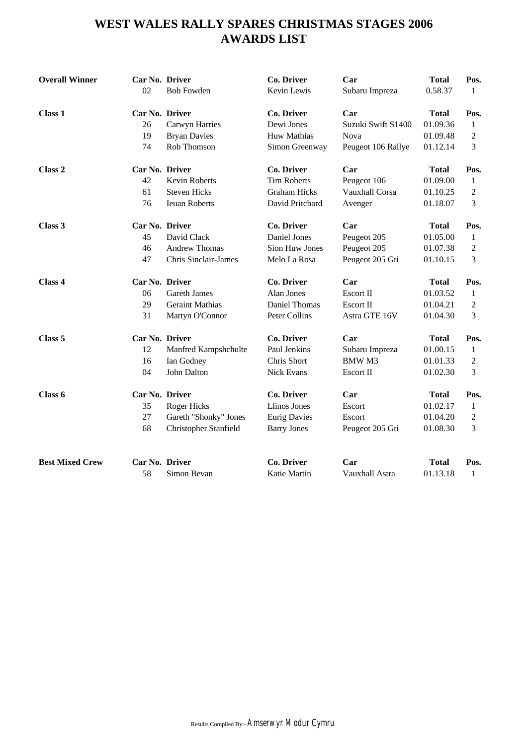# WEST WALES RALLY SPARES CHRISTMAS STAGES 2006
# AWARDS LIST

| | Car No. | Driver | Co. Driver | Car | Total | Pos. |
|---|---|---|---|---|---|---|
| **Overall Winner** | | | | | | |
| | 02 | Bob Fowden | Kevin Lewis | Subaru Impreza | 0.58.37 | 1 |
| **Class 1** | | | | | | |
| | 26 | Carwyn Harries | Dewi Jones | Suzuki Swift S1400 | 01.09.36 | 1 |
| | 19 | Bryan Davies | Huw Mathias | Nova | 01.09.48 | 2 |
| | 74 | Rob Thomson | Simon Greenway | Peugeot 106 Rallye | 01.12.14 | 3 |
| **Class 2** | | | | | | |
| | 42 | Kevin Roberts | Tim Roberts | Peugeot 106 | 01.09.00 | 1 |
| | 61 | Steven Hicks | Graham Hicks | Vauxhall Corsa | 01.10.25 | 2 |
| | 76 | Ieuan Roberts | David Pritchard | Avenger | 01.18.07 | 3 |
| **Class 3** | | | | | | |
| | 45 | David Clack | Daniel Jones | Peugeot 205 | 01.05.00 | 1 |
| | 46 | Andrew Thomas | Sion Huw Jones | Peugeot 205 | 01.07.38 | 2 |
| | 47 | Chris Sinclair-James | Melo La Rosa | Peugeot 205 Gti | 01.10.15 | 3 |
| **Class 4** | | | | | | |
| | 06 | Gareth James | Alan Jones | Escort II | 01.03.52 | 1 |
| | 29 | Geraint Mathias | Daniel Thomas | Escort II | 01.04.21 | 2 |
| | 31 | Martyn O'Connor | Peter Collins | Astra GTE 16V | 01.04.30 | 3 |
| **Class 5** | | | | | | |
| | 12 | Manfred Kampshchulte | Paul Jenkins | Subaru Impreza | 01.00.15 | 1 |
| | 16 | Ian Godney | Chris Short | BMW M3 | 01.01.33 | 2 |
| | 04 | John Dalton | Nick Evans | Escort II | 01.02.30 | 3 |
| **Class 6** | | | | | | |
| | 35 | Roger Hicks | Llinos Jones | Escort | 01.02.17 | 1 |
| | 27 | Gareth "Shonky" Jones | Eurig Davies | Escort | 01.04.20 | 2 |
| | 68 | Christopher Stanfield | Barry Jones | Peugeot 205 Gti | 01.08.30 | 3 |
| **Best Mixed Crew** | | | | | | |
| | 58 | Simon Bevan | Katie Martin | Vauxhall Astra | 01.13.18 | 1 |

Results Compiled By:- Amserwyr Modur Cymru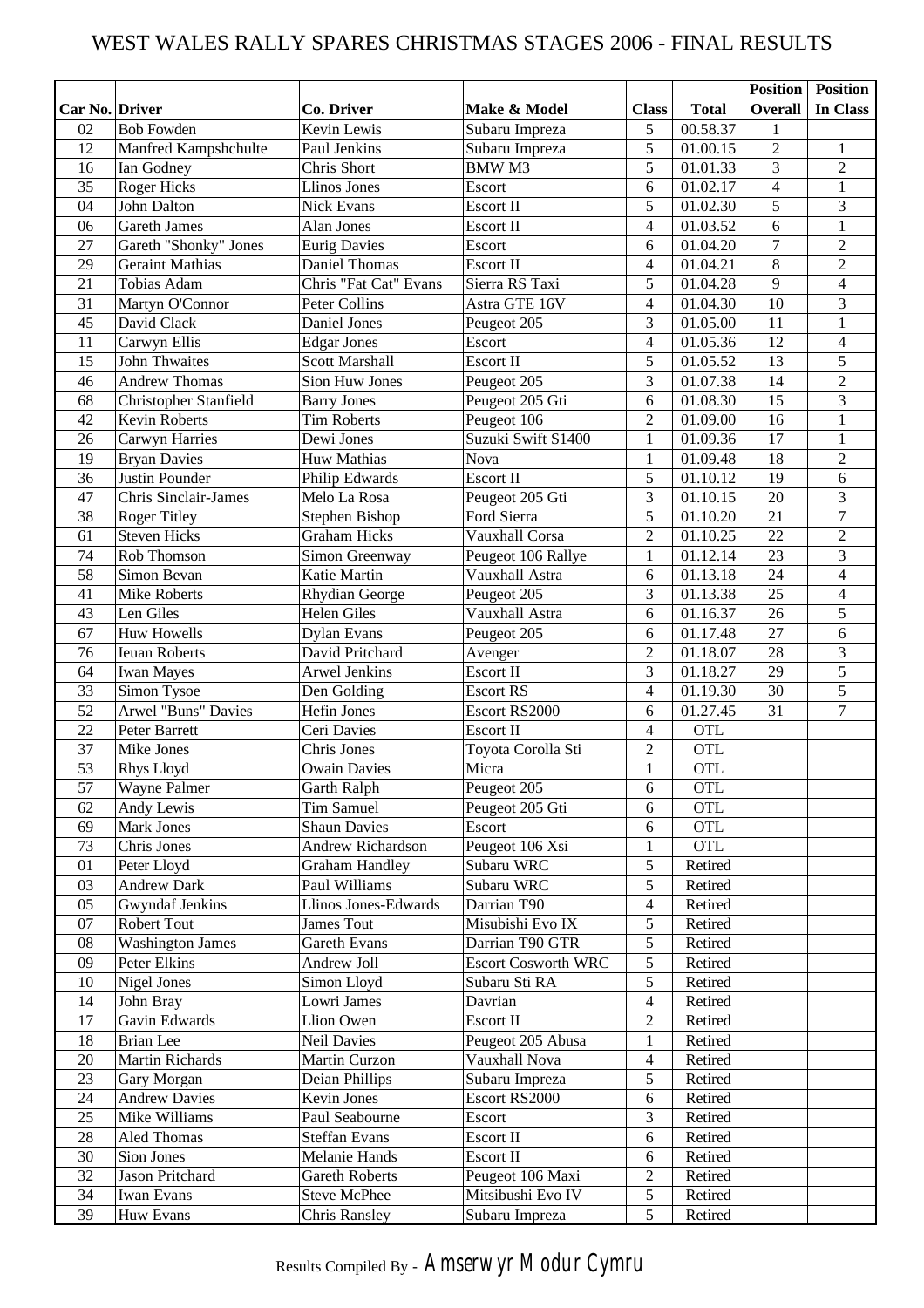# WEST WALES RALLY SPARES CHRISTMAS STAGES 2006 - FINAL RESULTS

| Car No. | Driver | Co. Driver | Make & Model | Class | Total | Position Overall | Position In Class |
|---|---|---|---|---|---|---|---|
| 02 | Bob Fowden | Kevin Lewis | Subaru Impreza | 5 | 00.58.37 | 1 | |
| 12 | Manfred Kampshchulte | Paul Jenkins | Subaru Impreza | 5 | 01.00.15 | 2 | 1 |
| 16 | Ian Godney | Chris Short | BMW M3 | 5 | 01.01.33 | 3 | 2 |
| 35 | Roger Hicks | Llinos Jones | Escort | 6 | 01.02.17 | 4 | 1 |
| 04 | John Dalton | Nick Evans | Escort II | 5 | 01.02.30 | 5 | 3 |
| 06 | Gareth James | Alan Jones | Escort II | 4 | 01.03.52 | 6 | 1 |
| 27 | Gareth "Shonky" Jones | Eurig Davies | Escort | 6 | 01.04.20 | 7 | 2 |
| 29 | Geraint Mathias | Daniel Thomas | Escort II | 4 | 01.04.21 | 8 | 2 |
| 21 | Tobias Adam | Chris "Fat Cat" Evans | Sierra RS Taxi | 5 | 01.04.28 | 9 | 4 |
| 31 | Martyn O'Connor | Peter Collins | Astra GTE 16V | 4 | 01.04.30 | 10 | 3 |
| 45 | David Clack | Daniel Jones | Peugeot 205 | 3 | 01.05.00 | 11 | 1 |
| 11 | Carwyn Ellis | Edgar Jones | Escort | 4 | 01.05.36 | 12 | 4 |
| 15 | John Thwaites | Scott Marshall | Escort II | 5 | 01.05.52 | 13 | 5 |
| 46 | Andrew Thomas | Sion Huw Jones | Peugeot 205 | 3 | 01.07.38 | 14 | 2 |
| 68 | Christopher Stanfield | Barry Jones | Peugeot 205 Gti | 6 | 01.08.30 | 15 | 3 |
| 42 | Kevin Roberts | Tim Roberts | Peugeot 106 | 2 | 01.09.00 | 16 | 1 |
| 26 | Carwyn Harries | Dewi Jones | Suzuki Swift S1400 | 1 | 01.09.36 | 17 | 1 |
| 19 | Bryan Davies | Huw Mathias | Nova | 1 | 01.09.48 | 18 | 2 |
| 36 | Justin Pounder | Philip Edwards | Escort II | 5 | 01.10.12 | 19 | 6 |
| 47 | Chris Sinclair-James | Melo La Rosa | Peugeot 205 Gti | 3 | 01.10.15 | 20 | 3 |
| 38 | Roger Titley | Stephen Bishop | Ford Sierra | 5 | 01.10.20 | 21 | 7 |
| 61 | Steven Hicks | Graham Hicks | Vauxhall Corsa | 2 | 01.10.25 | 22 | 2 |
| 74 | Rob Thomson | Simon Greenway | Peugeot 106 Rallye | 1 | 01.12.14 | 23 | 3 |
| 58 | Simon Bevan | Katie Martin | Vauxhall Astra | 6 | 01.13.18 | 24 | 4 |
| 41 | Mike Roberts | Rhydian George | Peugeot 205 | 3 | 01.13.38 | 25 | 4 |
| 43 | Len Giles | Helen Giles | Vauxhall Astra | 6 | 01.16.37 | 26 | 5 |
| 67 | Huw Howells | Dylan Evans | Peugeot 205 | 6 | 01.17.48 | 27 | 6 |
| 76 | Ieuan Roberts | David Pritchard | Avenger | 2 | 01.18.07 | 28 | 3 |
| 64 | Iwan Mayes | Arwel Jenkins | Escort II | 3 | 01.18.27 | 29 | 5 |
| 33 | Simon Tysoe | Den Golding | Escort RS | 4 | 01.19.30 | 30 | 5 |
| 52 | Arwel "Buns" Davies | Hefin Jones | Escort RS2000 | 6 | 01.27.45 | 31 | 7 |
| 22 | Peter Barrett | Ceri Davies | Escort II | 4 | OTL | | |
| 37 | Mike Jones | Chris Jones | Toyota Corolla Sti | 2 | OTL | | |
| 53 | Rhys Lloyd | Owain Davies | Micra | 1 | OTL | | |
| 57 | Wayne Palmer | Garth Ralph | Peugeot 205 | 6 | OTL | | |
| 62 | Andy Lewis | Tim Samuel | Peugeot 205 Gti | 6 | OTL | | |
| 69 | Mark Jones | Shaun Davies | Escort | 6 | OTL | | |
| 73 | Chris Jones | Andrew Richardson | Peugeot 106 Xsi | 1 | OTL | | |
| 01 | Peter Lloyd | Graham Handley | Subaru WRC | 5 | Retired | | |
| 03 | Andrew Dark | Paul Williams | Subaru WRC | 5 | Retired | | |
| 05 | Gwyndaf Jenkins | Llinos Jones-Edwards | Darrian T90 | 4 | Retired | | |
| 07 | Robert Tout | James Tout | Misubishi Evo IX | 5 | Retired | | |
| 08 | Washington James | Gareth Evans | Darrian T90 GTR | 5 | Retired | | |
| 09 | Peter Elkins | Andrew Joll | Escort Cosworth WRC | 5 | Retired | | |
| 10 | Nigel Jones | Simon Lloyd | Subaru Sti RA | 5 | Retired | | |
| 14 | John Bray | Lowri James | Davrian | 4 | Retired | | |
| 17 | Gavin Edwards | Llion Owen | Escort II | 2 | Retired | | |
| 18 | Brian Lee | Neil Davies | Peugeot 205 Abusa | 1 | Retired | | |
| 20 | Martin Richards | Martin Curzon | Vauxhall Nova | 4 | Retired | | |
| 23 | Gary Morgan | Deian Phillips | Subaru Impreza | 5 | Retired | | |
| 24 | Andrew Davies | Kevin Jones | Escort RS2000 | 6 | Retired | | |
| 25 | Mike Williams | Paul Seabourne | Escort | 3 | Retired | | |
| 28 | Aled Thomas | Steffan Evans | Escort II | 6 | Retired | | |
| 30 | Sion Jones | Melanie Hands | Escort II | 6 | Retired | | |
| 32 | Jason Pritchard | Gareth Roberts | Peugeot 106 Maxi | 2 | Retired | | |
| 34 | Iwan Evans | Steve McPhee | Mitsibushi Evo IV | 5 | Retired | | |
| 39 | Huw Evans | Chris Ransley | Subaru Impreza | 5 | Retired | | |

Results Compiled By - Amserwyr Modur Cymru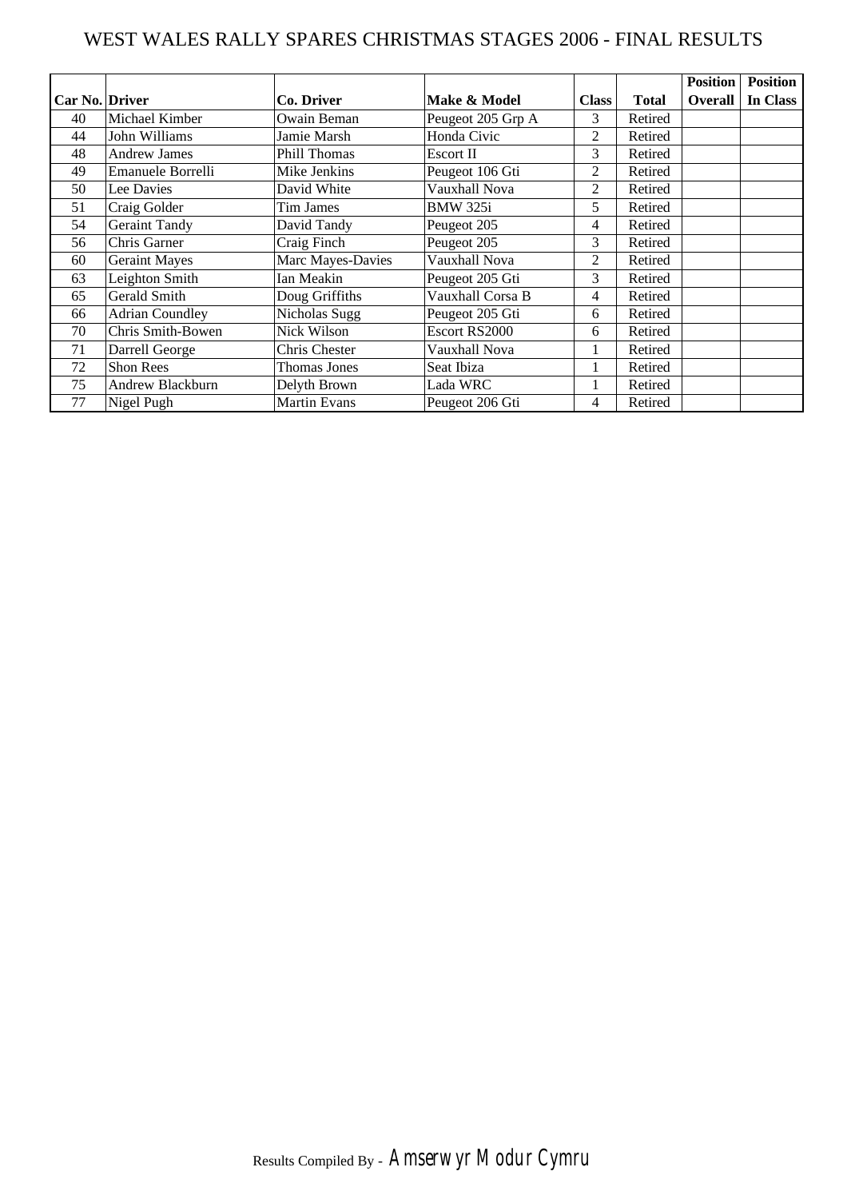# WEST WALES RALLY SPARES CHRISTMAS STAGES 2006 - FINAL RESULTS

| Car No. | Driver | Co. Driver | Make & Model | Class | Total | Position Overall | Position In Class |
|---|---|---|---|---|---|---|---|
| 40 | Michael Kimber | Owain Beman | Peugeot 205 Grp A | 3 | Retired | | |
| 44 | John Williams | Jamie Marsh | Honda Civic | 2 | Retired | | |
| 48 | Andrew James | Phill Thomas | Escort II | 3 | Retired | | |
| 49 | Emanuele Borrelli | Mike Jenkins | Peugeot 106 Gti | 2 | Retired | | |
| 50 | Lee Davies | David White | Vauxhall Nova | 2 | Retired | | |
| 51 | Craig Golder | Tim James | BMW 325i | 5 | Retired | | |
| 54 | Geraint Tandy | David Tandy | Peugeot 205 | 4 | Retired | | |
| 56 | Chris Garner | Craig Finch | Peugeot 205 | 3 | Retired | | |
| 60 | Geraint Mayes | Marc Mayes-Davies | Vauxhall Nova | 2 | Retired | | |
| 63 | Leighton Smith | Ian Meakin | Peugeot 205 Gti | 3 | Retired | | |
| 65 | Gerald Smith | Doug Griffiths | Vauxhall Corsa B | 4 | Retired | | |
| 66 | Adrian Coundley | Nicholas Sugg | Peugeot 205 Gti | 6 | Retired | | |
| 70 | Chris Smith-Bowen | Nick Wilson | Escort RS2000 | 6 | Retired | | |
| 71 | Darrell George | Chris Chester | Vauxhall Nova | 1 | Retired | | |
| 72 | Shon Rees | Thomas Jones | Seat Ibiza | 1 | Retired | | |
| 75 | Andrew Blackburn | Delyth Brown | Lada WRC | 1 | Retired | | |
| 77 | Nigel Pugh | Martin Evans | Peugeot 206 Gti | 4 | Retired | | |

Results Compiled By - Amserwyr Modur Cymru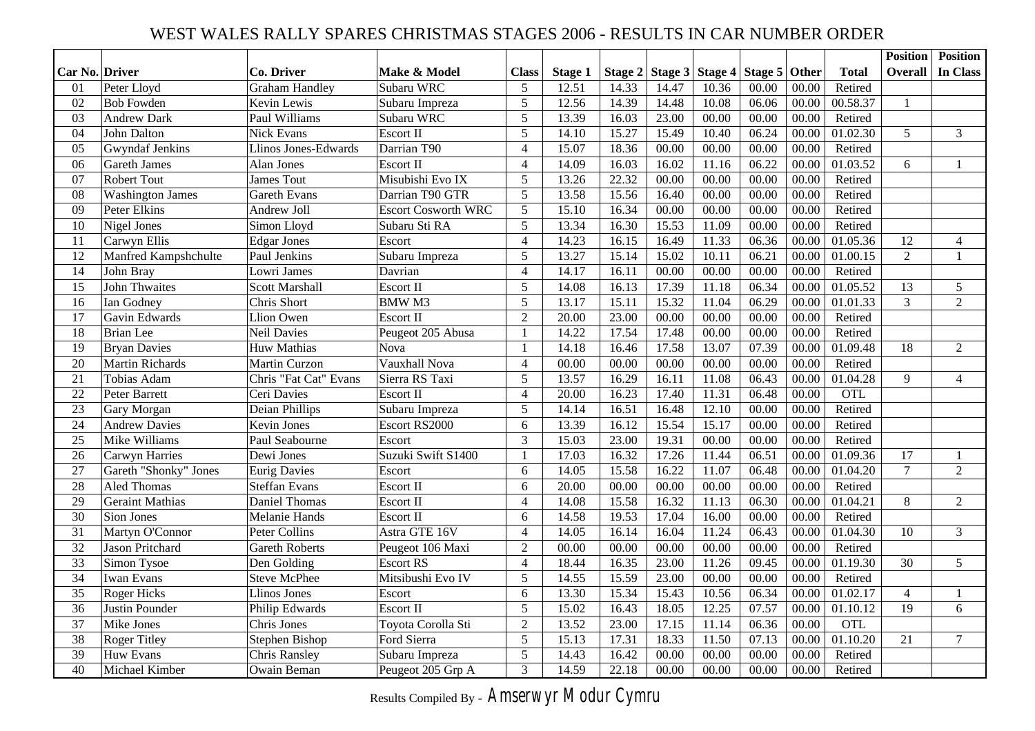# WEST WALES RALLY SPARES CHRISTMAS STAGES 2006 - RESULTS IN CAR NUMBER ORDER

| Car No. | Driver | Co. Driver | Make & Model | Class | Stage 1 | Stage 2 | Stage 3 | Stage 4 | Stage 5 | Other | Total | Position Overall | Position In Class |
|---|---|---|---|---|---|---|---|---|---|---|---|---|---|
| 01 | Peter Lloyd | Graham Handley | Subaru WRC | 5 | 12.51 | 14.33 | 14.47 | 10.36 | 00.00 | 00.00 | Retired | | |
| 02 | Bob Fowden | Kevin Lewis | Subaru Impreza | 5 | 12.56 | 14.39 | 14.48 | 10.08 | 06.06 | 00.00 | 00.58.37 | 1 | |
| 03 | Andrew Dark | Paul Williams | Subaru WRC | 5 | 13.39 | 16.03 | 23.00 | 00.00 | 00.00 | 00.00 | Retired | | |
| 04 | John Dalton | Nick Evans | Escort II | 5 | 14.10 | 15.27 | 15.49 | 10.40 | 06.24 | 00.00 | 01.02.30 | 5 | 3 |
| 05 | Gwyndaf Jenkins | Llinos Jones-Edwards | Darrian T90 | 4 | 15.07 | 18.36 | 00.00 | 00.00 | 00.00 | 00.00 | Retired | | |
| 06 | Gareth James | Alan Jones | Escort II | 4 | 14.09 | 16.03 | 16.02 | 11.16 | 06.22 | 00.00 | 01.03.52 | 6 | 1 |
| 07 | Robert Tout | James Tout | Misubishi Evo IX | 5 | 13.26 | 22.32 | 00.00 | 00.00 | 00.00 | 00.00 | Retired | | |
| 08 | Washington James | Gareth Evans | Darrian T90 GTR | 5 | 13.58 | 15.56 | 16.40 | 00.00 | 00.00 | 00.00 | Retired | | |
| 09 | Peter Elkins | Andrew Joll | Escort Cosworth WRC | 5 | 15.10 | 16.34 | 00.00 | 00.00 | 00.00 | 00.00 | Retired | | |
| 10 | Nigel Jones | Simon Lloyd | Subaru Sti RA | 5 | 13.34 | 16.30 | 15.53 | 11.09 | 00.00 | 00.00 | Retired | | |
| 11 | Carwyn Ellis | Edgar Jones | Escort | 4 | 14.23 | 16.15 | 16.49 | 11.33 | 06.36 | 00.00 | 01.05.36 | 12 | 4 |
| 12 | Manfred Kampshchulte | Paul Jenkins | Subaru Impreza | 5 | 13.27 | 15.14 | 15.02 | 10.11 | 06.21 | 00.00 | 01.00.15 | 2 | 1 |
| 14 | John Bray | Lowri James | Davrian | 4 | 14.17 | 16.11 | 00.00 | 00.00 | 00.00 | 00.00 | Retired | | |
| 15 | John Thwaites | Scott Marshall | Escort II | 5 | 14.08 | 16.13 | 17.39 | 11.18 | 06.34 | 00.00 | 01.05.52 | 13 | 5 |
| 16 | Ian Godney | Chris Short | BMW M3 | 5 | 13.17 | 15.11 | 15.32 | 11.04 | 06.29 | 00.00 | 01.01.33 | 3 | 2 |
| 17 | Gavin Edwards | Llion Owen | Escort II | 2 | 20.00 | 23.00 | 00.00 | 00.00 | 00.00 | 00.00 | Retired | | |
| 18 | Brian Lee | Neil Davies | Peugeot 205 Abusa | 1 | 14.22 | 17.54 | 17.48 | 00.00 | 00.00 | 00.00 | Retired | | |
| 19 | Bryan Davies | Huw Mathias | Nova | 1 | 14.18 | 16.46 | 17.58 | 13.07 | 07.39 | 00.00 | 01.09.48 | 18 | 2 |
| 20 | Martin Richards | Martin Curzon | Vauxhall Nova | 4 | 00.00 | 00.00 | 00.00 | 00.00 | 00.00 | 00.00 | Retired | | |
| 21 | Tobias Adam | Chris "Fat Cat" Evans | Sierra RS Taxi | 5 | 13.57 | 16.29 | 16.11 | 11.08 | 06.43 | 00.00 | 01.04.28 | 9 | 4 |
| 22 | Peter Barrett | Ceri Davies | Escort II | 4 | 20.00 | 16.23 | 17.40 | 11.31 | 06.48 | 00.00 | OTL | | |
| 23 | Gary Morgan | Deian Phillips | Subaru Impreza | 5 | 14.14 | 16.51 | 16.48 | 12.10 | 00.00 | 00.00 | Retired | | |
| 24 | Andrew Davies | Kevin Jones | Escort RS2000 | 6 | 13.39 | 16.12 | 15.54 | 15.17 | 00.00 | 00.00 | Retired | | |
| 25 | Mike Williams | Paul Seabourne | Escort | 3 | 15.03 | 23.00 | 19.31 | 00.00 | 00.00 | 00.00 | Retired | | |
| 26 | Carwyn Harries | Dewi Jones | Suzuki Swift S1400 | 1 | 17.03 | 16.32 | 17.26 | 11.44 | 06.51 | 00.00 | 01.09.36 | 17 | 1 |
| 27 | Gareth "Shonky" Jones | Eurig Davies | Escort | 6 | 14.05 | 15.58 | 16.22 | 11.07 | 06.48 | 00.00 | 01.04.20 | 7 | 2 |
| 28 | Aled Thomas | Steffan Evans | Escort II | 6 | 20.00 | 00.00 | 00.00 | 00.00 | 00.00 | 00.00 | Retired | | |
| 29 | Geraint Mathias | Daniel Thomas | Escort II | 4 | 14.08 | 15.58 | 16.32 | 11.13 | 06.30 | 00.00 | 01.04.21 | 8 | 2 |
| 30 | Sion Jones | Melanie Hands | Escort II | 6 | 14.58 | 19.53 | 17.04 | 16.00 | 00.00 | 00.00 | Retired | | |
| 31 | Martyn O'Connor | Peter Collins | Astra GTE 16V | 4 | 14.05 | 16.14 | 16.04 | 11.24 | 06.43 | 00.00 | 01.04.30 | 10 | 3 |
| 32 | Jason Pritchard | Gareth Roberts | Peugeot 106 Maxi | 2 | 00.00 | 00.00 | 00.00 | 00.00 | 00.00 | 00.00 | Retired | | |
| 33 | Simon Tysoe | Den Golding | Escort RS | 4 | 18.44 | 16.35 | 23.00 | 11.26 | 09.45 | 00.00 | 01.19.30 | 30 | 5 |
| 34 | Iwan Evans | Steve McPhee | Mitsibushi Evo IV | 5 | 14.55 | 15.59 | 23.00 | 00.00 | 00.00 | 00.00 | Retired | | |
| 35 | Roger Hicks | Llinos Jones | Escort | 6 | 13.30 | 15.34 | 15.43 | 10.56 | 06.34 | 00.00 | 01.02.17 | 4 | 1 |
| 36 | Justin Pounder | Philip Edwards | Escort II | 5 | 15.02 | 16.43 | 18.05 | 12.25 | 07.57 | 00.00 | 01.10.12 | 19 | 6 |
| 37 | Mike Jones | Chris Jones | Toyota Corolla Sti | 2 | 13.52 | 23.00 | 17.15 | 11.14 | 06.36 | 00.00 | OTL | | |
| 38 | Roger Titley | Stephen Bishop | Ford Sierra | 5 | 15.13 | 17.31 | 18.33 | 11.50 | 07.13 | 00.00 | 01.10.20 | 21 | 7 |
| 39 | Huw Evans | Chris Ransley | Subaru Impreza | 5 | 14.43 | 16.42 | 00.00 | 00.00 | 00.00 | 00.00 | Retired | | |
| 40 | Michael Kimber | Owain Beman | Peugeot 205 Grp A | 3 | 14.59 | 22.18 | 00.00 | 00.00 | 00.00 | 00.00 | Retired | | |

Results Compiled By - Amserwyr Modur Cymru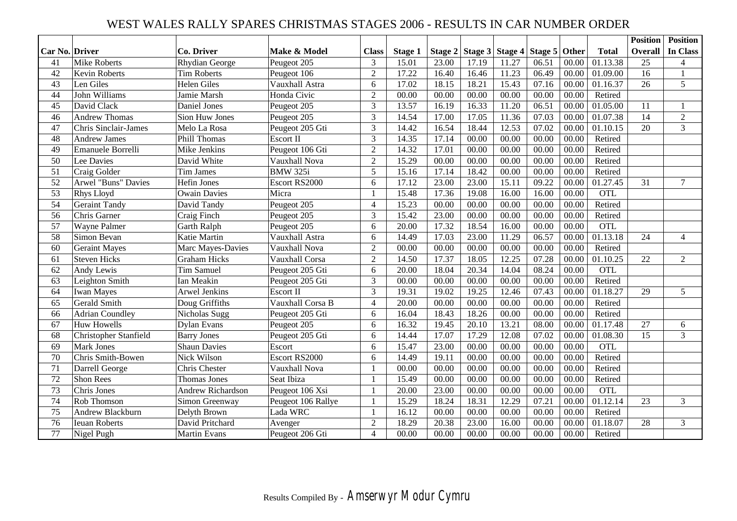# WEST WALES RALLY SPARES CHRISTMAS STAGES 2006 - RESULTS IN CAR NUMBER ORDER

| Car No. | Driver | Co. Driver | Make & Model | Class | Stage 1 | Stage 2 | Stage 3 | Stage 4 | Stage 5 | Other | Total | Position Overall | Position In Class |
|---|---|---|---|---|---|---|---|---|---|---|---|---|---|
| 41 | Mike Roberts | Rhydian George | Peugeot 205 | 3 | 15.01 | 23.00 | 17.19 | 11.27 | 06.51 | 00.00 | 01.13.38 | 25 | 4 |
| 42 | Kevin Roberts | Tim Roberts | Peugeot 106 | 2 | 17.22 | 16.40 | 16.46 | 11.23 | 06.49 | 00.00 | 01.09.00 | 16 | 1 |
| 43 | Len Giles | Helen Giles | Vauxhall Astra | 6 | 17.02 | 18.15 | 18.21 | 15.43 | 07.16 | 00.00 | 01.16.37 | 26 | 5 |
| 44 | John Williams | Jamie Marsh | Honda Civic | 2 | 00.00 | 00.00 | 00.00 | 00.00 | 00.00 | 00.00 | Retired | | |
| 45 | David Clack | Daniel Jones | Peugeot 205 | 3 | 13.57 | 16.19 | 16.33 | 11.20 | 06.51 | 00.00 | 01.05.00 | 11 | 1 |
| 46 | Andrew Thomas | Sion Huw Jones | Peugeot 205 | 3 | 14.54 | 17.00 | 17.05 | 11.36 | 07.03 | 00.00 | 01.07.38 | 14 | 2 |
| 47 | Chris Sinclair-James | Melo La Rosa | Peugeot 205 Gti | 3 | 14.42 | 16.54 | 18.44 | 12.53 | 07.02 | 00.00 | 01.10.15 | 20 | 3 |
| 48 | Andrew James | Phill Thomas | Escort II | 3 | 14.35 | 17.14 | 00.00 | 00.00 | 00.00 | 00.00 | Retired | | |
| 49 | Emanuele Borrelli | Mike Jenkins | Peugeot 106 Gti | 2 | 14.32 | 17.01 | 00.00 | 00.00 | 00.00 | 00.00 | Retired | | |
| 50 | Lee Davies | David White | Vauxhall Nova | 2 | 15.29 | 00.00 | 00.00 | 00.00 | 00.00 | 00.00 | Retired | | |
| 51 | Craig Golder | Tim James | BMW 325i | 5 | 15.16 | 17.14 | 18.42 | 00.00 | 00.00 | 00.00 | Retired | | |
| 52 | Arwel "Buns" Davies | Hefin Jones | Escort RS2000 | 6 | 17.12 | 23.00 | 23.00 | 15.11 | 09.22 | 00.00 | 01.27.45 | 31 | 7 |
| 53 | Rhys Lloyd | Owain Davies | Micra | 1 | 15.48 | 17.36 | 19.08 | 16.00 | 16.00 | 00.00 | OTL | | |
| 54 | Geraint Tandy | David Tandy | Peugeot 205 | 4 | 15.23 | 00.00 | 00.00 | 00.00 | 00.00 | 00.00 | Retired | | |
| 56 | Chris Garner | Craig Finch | Peugeot 205 | 3 | 15.42 | 23.00 | 00.00 | 00.00 | 00.00 | 00.00 | Retired | | |
| 57 | Wayne Palmer | Garth Ralph | Peugeot 205 | 6 | 20.00 | 17.32 | 18.54 | 16.00 | 00.00 | 00.00 | OTL | | |
| 58 | Simon Bevan | Katie Martin | Vauxhall Astra | 6 | 14.49 | 17.03 | 23.00 | 11.29 | 06.57 | 00.00 | 01.13.18 | 24 | 4 |
| 60 | Geraint Mayes | Marc Mayes-Davies | Vauxhall Nova | 2 | 00.00 | 00.00 | 00.00 | 00.00 | 00.00 | 00.00 | Retired | | |
| 61 | Steven Hicks | Graham Hicks | Vauxhall Corsa | 2 | 14.50 | 17.37 | 18.05 | 12.25 | 07.28 | 00.00 | 01.10.25 | 22 | 2 |
| 62 | Andy Lewis | Tim Samuel | Peugeot 205 Gti | 6 | 20.00 | 18.04 | 20.34 | 14.04 | 08.24 | 00.00 | OTL | | |
| 63 | Leighton Smith | Ian Meakin | Peugeot 205 Gti | 3 | 00.00 | 00.00 | 00.00 | 00.00 | 00.00 | 00.00 | Retired | | |
| 64 | Iwan Mayes | Arwel Jenkins | Escort II | 3 | 19.31 | 19.02 | 19.25 | 12.46 | 07.43 | 00.00 | 01.18.27 | 29 | 5 |
| 65 | Gerald Smith | Doug Griffiths | Vauxhall Corsa B | 4 | 20.00 | 00.00 | 00.00 | 00.00 | 00.00 | 00.00 | Retired | | |
| 66 | Adrian Coundley | Nicholas Sugg | Peugeot 205 Gti | 6 | 16.04 | 18.43 | 18.26 | 00.00 | 00.00 | 00.00 | Retired | | |
| 67 | Huw Howells | Dylan Evans | Peugeot 205 | 6 | 16.32 | 19.45 | 20.10 | 13.21 | 08.00 | 00.00 | 01.17.48 | 27 | 6 |
| 68 | Christopher Stanfield | Barry Jones | Peugeot 205 Gti | 6 | 14.44 | 17.07 | 17.29 | 12.08 | 07.02 | 00.00 | 01.08.30 | 15 | 3 |
| 69 | Mark Jones | Shaun Davies | Escort | 6 | 15.47 | 23.00 | 00.00 | 00.00 | 00.00 | 00.00 | OTL | | |
| 70 | Chris Smith-Bowen | Nick Wilson | Escort RS2000 | 6 | 14.49 | 19.11 | 00.00 | 00.00 | 00.00 | 00.00 | Retired | | |
| 71 | Darrell George | Chris Chester | Vauxhall Nova | 1 | 00.00 | 00.00 | 00.00 | 00.00 | 00.00 | 00.00 | Retired | | |
| 72 | Shon Rees | Thomas Jones | Seat Ibiza | 1 | 15.49 | 00.00 | 00.00 | 00.00 | 00.00 | 00.00 | Retired | | |
| 73 | Chris Jones | Andrew Richardson | Peugeot 106 Xsi | 1 | 20.00 | 23.00 | 00.00 | 00.00 | 00.00 | 00.00 | OTL | | |
| 74 | Rob Thomson | Simon Greenway | Peugeot 106 Rallye | 1 | 15.29 | 18.24 | 18.31 | 12.29 | 07.21 | 00.00 | 01.12.14 | 23 | 3 |
| 75 | Andrew Blackburn | Delyth Brown | Lada WRC | 1 | 16.12 | 00.00 | 00.00 | 00.00 | 00.00 | 00.00 | Retired | | |
| 76 | Ieuan Roberts | David Pritchard | Avenger | 2 | 18.29 | 20.38 | 23.00 | 16.00 | 00.00 | 00.00 | 01.18.07 | 28 | 3 |
| 77 | Nigel Pugh | Martin Evans | Peugeot 206 Gti | 4 | 00.00 | 00.00 | 00.00 | 00.00 | 00.00 | 00.00 | Retired | | |

Results Compiled By - Amserwyr Modur Cymru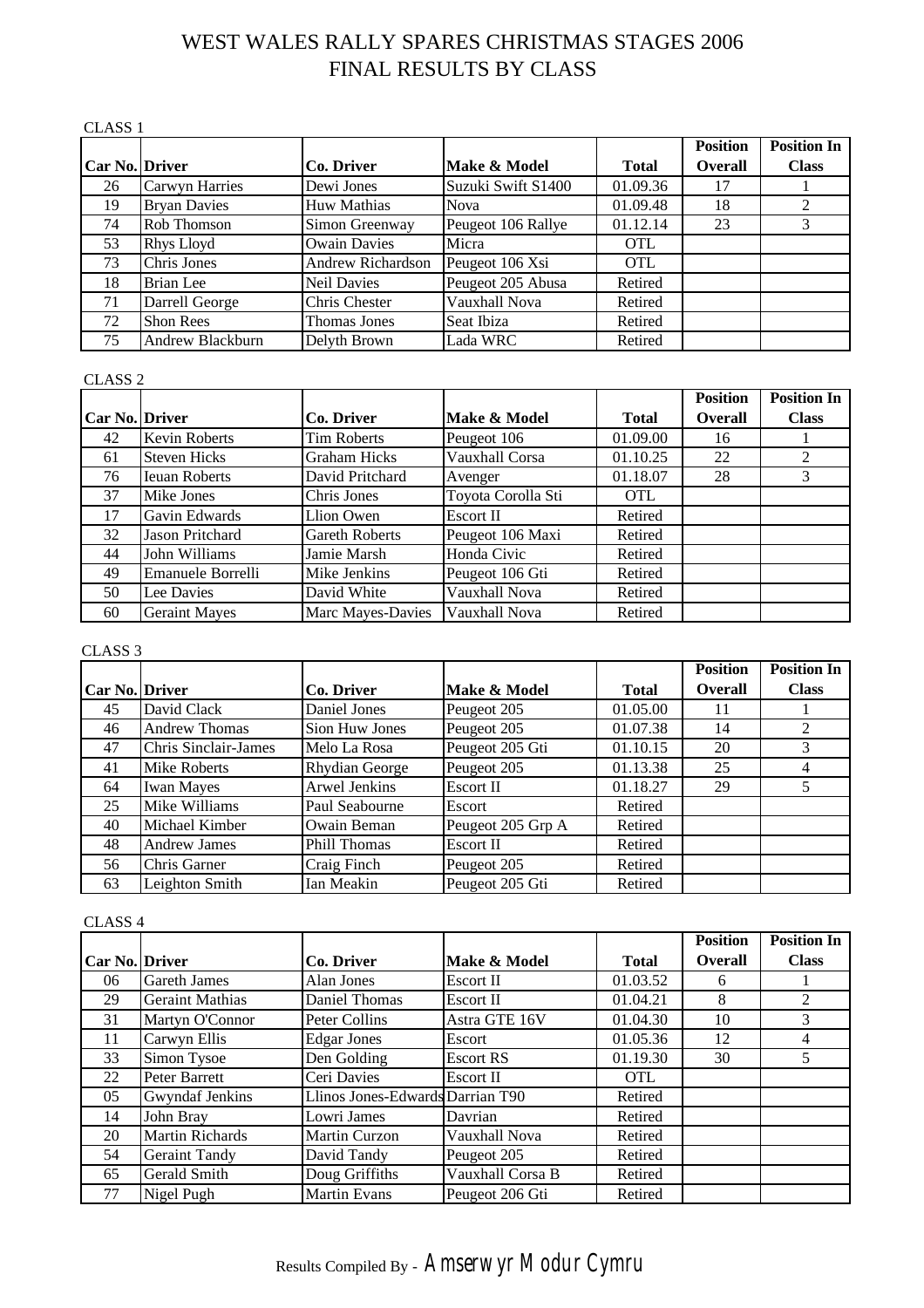# WEST WALES RALLY SPARES CHRISTMAS STAGES 2006
# FINAL RESULTS BY CLASS

CLASS 1

| Car No. | Driver | Co. Driver | Make & Model | Total | Position Overall | Position In Class |
|---|---|---|---|---|---|---|
| 26 | Carwyn Harries | Dewi Jones | Suzuki Swift S1400 | 01.09.36 | 17 | 1 |
| 19 | Bryan Davies | Huw Mathias | Nova | 01.09.48 | 18 | 2 |
| 74 | Rob Thomson | Simon Greenway | Peugeot 106 Rallye | 01.12.14 | 23 | 3 |
| 53 | Rhys Lloyd | Owain Davies | Micra | OTL | | |
| 73 | Chris Jones | Andrew Richardson | Peugeot 106 Xsi | OTL | | |
| 18 | Brian Lee | Neil Davies | Peugeot 205 Abusa | Retired | | |
| 71 | Darrell George | Chris Chester | Vauxhall Nova | Retired | | |
| 72 | Shon Rees | Thomas Jones | Seat Ibiza | Retired | | |
| 75 | Andrew Blackburn | Delyth Brown | Lada WRC | Retired | | |

CLASS 2

| Car No. | Driver | Co. Driver | Make & Model | Total | Position Overall | Position In Class |
|---|---|---|---|---|---|---|
| 42 | Kevin Roberts | Tim Roberts | Peugeot 106 | 01.09.00 | 16 | 1 |
| 61 | Steven Hicks | Graham Hicks | Vauxhall Corsa | 01.10.25 | 22 | 2 |
| 76 | Ieuan Roberts | David Pritchard | Avenger | 01.18.07 | 28 | 3 |
| 37 | Mike Jones | Chris Jones | Toyota Corolla Sti | OTL | | |
| 17 | Gavin Edwards | Llion Owen | Escort II | Retired | | |
| 32 | Jason Pritchard | Gareth Roberts | Peugeot 106 Maxi | Retired | | |
| 44 | John Williams | Jamie Marsh | Honda Civic | Retired | | |
| 49 | Emanuele Borrelli | Mike Jenkins | Peugeot 106 Gti | Retired | | |
| 50 | Lee Davies | David White | Vauxhall Nova | Retired | | |
| 60 | Geraint Mayes | Marc Mayes-Davies | Vauxhall Nova | Retired | | |

CLASS 3

| Car No. | Driver | Co. Driver | Make & Model | Total | Position Overall | Position In Class |
|---|---|---|---|---|---|---|
| 45 | David Clack | Daniel Jones | Peugeot 205 | 01.05.00 | 11 | 1 |
| 46 | Andrew Thomas | Sion Huw Jones | Peugeot 205 | 01.07.38 | 14 | 2 |
| 47 | Chris Sinclair-James | Melo La Rosa | Peugeot 205 Gti | 01.10.15 | 20 | 3 |
| 41 | Mike Roberts | Rhydian George | Peugeot 205 | 01.13.38 | 25 | 4 |
| 64 | Iwan Mayes | Arwel Jenkins | Escort II | 01.18.27 | 29 | 5 |
| 25 | Mike Williams | Paul Seabourne | Escort | Retired | | |
| 40 | Michael Kimber | Owain Beman | Peugeot 205 Grp A | Retired | | |
| 48 | Andrew James | Phill Thomas | Escort II | Retired | | |
| 56 | Chris Garner | Craig Finch | Peugeot 205 | Retired | | |
| 63 | Leighton Smith | Ian Meakin | Peugeot 205 Gti | Retired | | |

CLASS 4

| Car No. | Driver | Co. Driver | Make & Model | Total | Position Overall | Position In Class |
|---|---|---|---|---|---|---|
| 06 | Gareth James | Alan Jones | Escort II | 01.03.52 | 6 | 1 |
| 29 | Geraint Mathias | Daniel Thomas | Escort II | 01.04.21 | 8 | 2 |
| 31 | Martyn O'Connor | Peter Collins | Astra GTE 16V | 01.04.30 | 10 | 3 |
| 11 | Carwyn Ellis | Edgar Jones | Escort | 01.05.36 | 12 | 4 |
| 33 | Simon Tysoe | Den Golding | Escort RS | 01.19.30 | 30 | 5 |
| 22 | Peter Barrett | Ceri Davies | Escort II | OTL | | |
| 05 | Gwyndaf Jenkins | Llinos Jones-Edwards | Darrian T90 | Retired | | |
| 14 | John Bray | Lowri James | Davrian | Retired | | |
| 20 | Martin Richards | Martin Curzon | Vauxhall Nova | Retired | | |
| 54 | Geraint Tandy | David Tandy | Peugeot 205 | Retired | | |
| 65 | Gerald Smith | Doug Griffiths | Vauxhall Corsa B | Retired | | |
| 77 | Nigel Pugh | Martin Evans | Peugeot 206 Gti | Retired | | |

Results Compiled By - Amserwyr Modur Cymru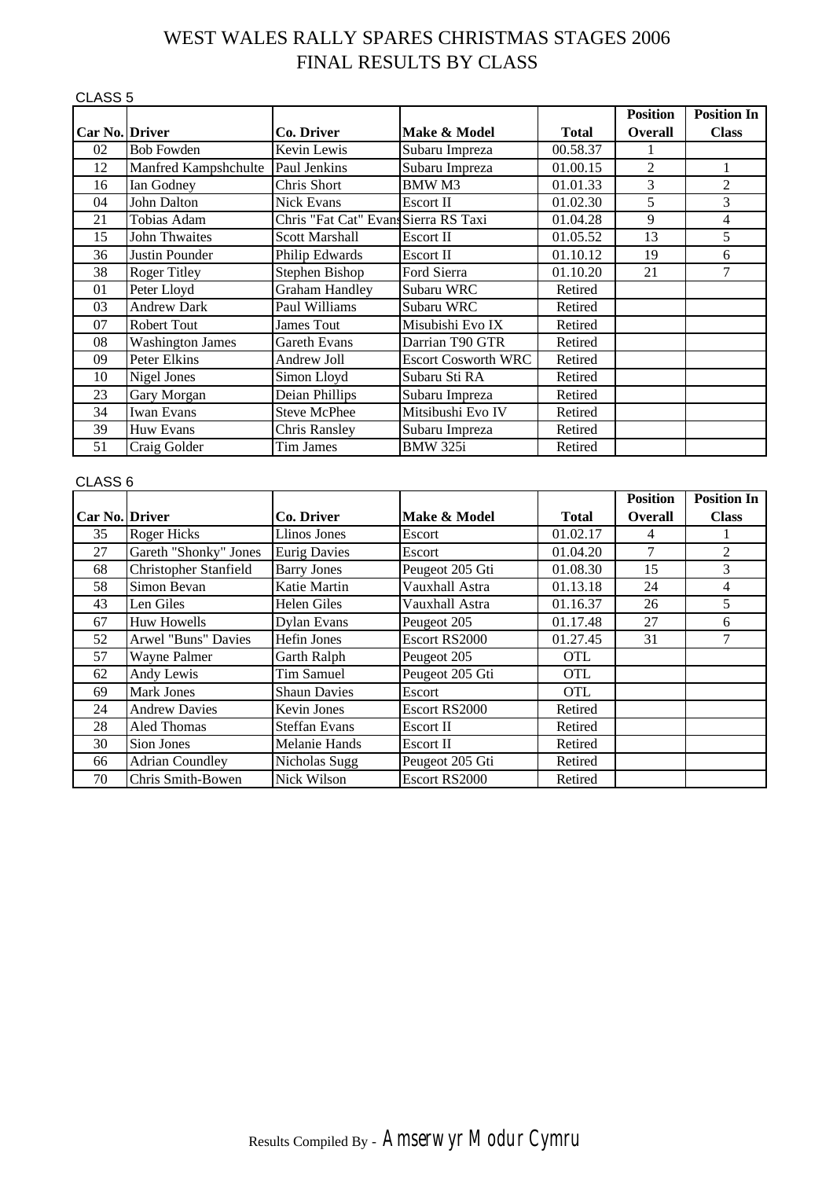# WEST WALES RALLY SPARES CHRISTMAS STAGES 2006
# FINAL RESULTS BY CLASS

CLASS 5

| Car No. | Driver | Co. Driver | Make & Model | Total | Position Overall | Position In Class |
|---|---|---|---|---|---|---|
| 02 | Bob Fowden | Kevin Lewis | Subaru Impreza | 00.58.37 | 1 | |
| 12 | Manfred Kampshchulte | Paul Jenkins | Subaru Impreza | 01.00.15 | 2 | 1 |
| 16 | Ian Godney | Chris Short | BMW M3 | 01.01.33 | 3 | 2 |
| 04 | John Dalton | Nick Evans | Escort II | 01.02.30 | 5 | 3 |
| 21 | Tobias Adam | Chris "Fat Cat" Evans | Sierra RS Taxi | 01.04.28 | 9 | 4 |
| 15 | John Thwaites | Scott Marshall | Escort II | 01.05.52 | 13 | 5 |
| 36 | Justin Pounder | Philip Edwards | Escort II | 01.10.12 | 19 | 6 |
| 38 | Roger Titley | Stephen Bishop | Ford Sierra | 01.10.20 | 21 | 7 |
| 01 | Peter Lloyd | Graham Handley | Subaru WRC | Retired | | |
| 03 | Andrew Dark | Paul Williams | Subaru WRC | Retired | | |
| 07 | Robert Tout | James Tout | Misubishi Evo IX | Retired | | |
| 08 | Washington James | Gareth Evans | Darrian T90 GTR | Retired | | |
| 09 | Peter Elkins | Andrew Joll | Escort Cosworth WRC | Retired | | |
| 10 | Nigel Jones | Simon Lloyd | Subaru Sti RA | Retired | | |
| 23 | Gary Morgan | Deian Phillips | Subaru Impreza | Retired | | |
| 34 | Iwan Evans | Steve McPhee | Mitsibushi Evo IV | Retired | | |
| 39 | Huw Evans | Chris Ransley | Subaru Impreza | Retired | | |
| 51 | Craig Golder | Tim James | BMW 325i | Retired | | |

CLASS 6

| Car No. | Driver | Co. Driver | Make & Model | Total | Position Overall | Position In Class |
|---|---|---|---|---|---|---|
| 35 | Roger Hicks | Llinos Jones | Escort | 01.02.17 | 4 | 1 |
| 27 | Gareth "Shonky" Jones | Eurig Davies | Escort | 01.04.20 | 7 | 2 |
| 68 | Christopher Stanfield | Barry Jones | Peugeot 205 Gti | 01.08.30 | 15 | 3 |
| 58 | Simon Bevan | Katie Martin | Vauxhall Astra | 01.13.18 | 24 | 4 |
| 43 | Len Giles | Helen Giles | Vauxhall Astra | 01.16.37 | 26 | 5 |
| 67 | Huw Howells | Dylan Evans | Peugeot 205 | 01.17.48 | 27 | 6 |
| 52 | Arwel "Buns" Davies | Hefin Jones | Escort RS2000 | 01.27.45 | 31 | 7 |
| 57 | Wayne Palmer | Garth Ralph | Peugeot 205 | OTL | | |
| 62 | Andy Lewis | Tim Samuel | Peugeot 205 Gti | OTL | | |
| 69 | Mark Jones | Shaun Davies | Escort | OTL | | |
| 24 | Andrew Davies | Kevin Jones | Escort RS2000 | Retired | | |
| 28 | Aled Thomas | Steffan Evans | Escort II | Retired | | |
| 30 | Sion Jones | Melanie Hands | Escort II | Retired | | |
| 66 | Adrian Coundley | Nicholas Sugg | Peugeot 205 Gti | Retired | | |
| 70 | Chris Smith-Bowen | Nick Wilson | Escort RS2000 | Retired | | |

Results Compiled By - Amserwyr Modur Cymru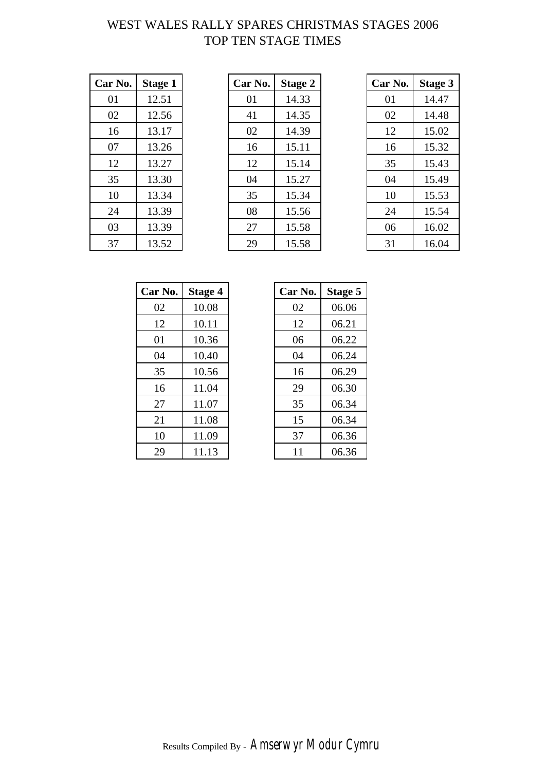# WEST WALES RALLY SPARES CHRISTMAS STAGES 2006
## TOP TEN STAGE TIMES

| Car No. | Stage 1 |
|---|---|
| 01 | 12.51 |
| 02 | 12.56 |
| 16 | 13.17 |
| 07 | 13.26 |
| 12 | 13.27 |
| 35 | 13.30 |
| 10 | 13.34 |
| 24 | 13.39 |
| 03 | 13.39 |
| 37 | 13.52 |

| Car No. | Stage 2 |
|---|---|
| 01 | 14.33 |
| 41 | 14.35 |
| 02 | 14.39 |
| 16 | 15.11 |
| 12 | 15.14 |
| 04 | 15.27 |
| 35 | 15.34 |
| 08 | 15.56 |
| 27 | 15.58 |
| 29 | 15.58 |

| Car No. | Stage 3 |
|---|---|
| 01 | 14.47 |
| 02 | 14.48 |
| 12 | 15.02 |
| 16 | 15.32 |
| 35 | 15.43 |
| 04 | 15.49 |
| 10 | 15.53 |
| 24 | 15.54 |
| 06 | 16.02 |
| 31 | 16.04 |

| Car No. | Stage 4 |
|---|---|
| 02 | 10.08 |
| 12 | 10.11 |
| 01 | 10.36 |
| 04 | 10.40 |
| 35 | 10.56 |
| 16 | 11.04 |
| 27 | 11.07 |
| 21 | 11.08 |
| 10 | 11.09 |
| 29 | 11.13 |

| Car No. | Stage 5 |
|---|---|
| 02 | 06.06 |
| 12 | 06.21 |
| 06 | 06.22 |
| 04 | 06.24 |
| 16 | 06.29 |
| 29 | 06.30 |
| 35 | 06.34 |
| 15 | 06.34 |
| 37 | 06.36 |
| 11 | 06.36 |

Results Compiled By - Amserwyr Modur Cymru